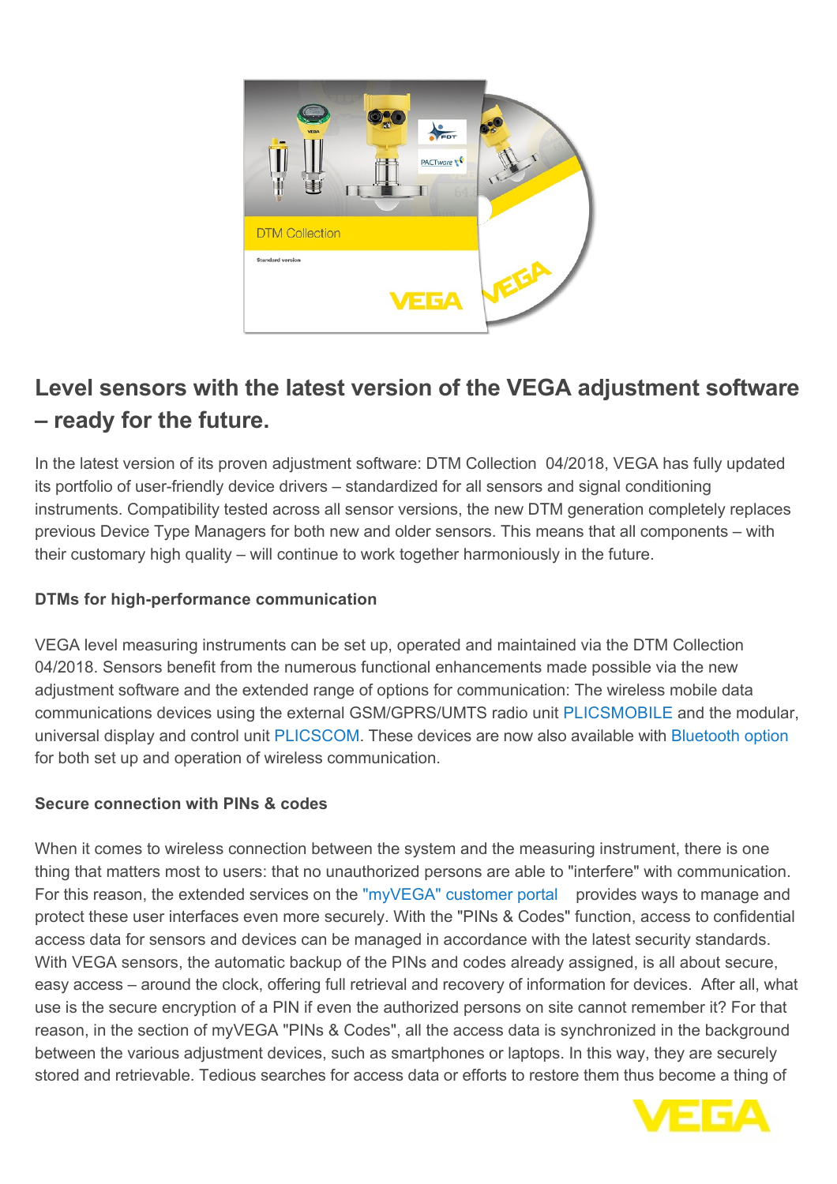# Level sensors with the latest version of the VEGA adjustment software – ready for the future.

In the latest version of its proven adjustment software: DTM Collection 04/2018, VEGA has fully updated its portfolio of user-friendly device drivers – standardized for all sensors and signal conditioning instruments. Compatibility tested across all sensor versions, the new DTM generation completely replaces previous Device Type Managers for both new and older sensors. This means that all components – with their customary high quality – will continue to work together harmoniously in the future.

**DTMs for high-performance communication**

VEGA level measuring instruments can be set up, operated and maintained via the DTM Collection 04/2018. Sensors benefit from the numerous functional enhancements made possible via the new adjustment software and the extended range of options for communication: The wireless mobile data communications devices using the external GSM/GPRS/UMTS radio unit PLICSMOBILE and the modular, universal display and control unit PLICSCOM. These devices are now also available with Bluetooth option for both set up and operation of wireless communication.

**Secure connection with PINs & codes**

When it comes to wireless connection between the system and the measuring instrument, there is one thing that matters most to users: that no unauthorized persons are able to "interfere" with communication. For this reason, the extended services on the "myVEGA" customer portal provides ways to manage and protect these user interfaces even more securely. With the "PINs & Codes" function, access to confidential access data for sensors and devices can be managed in accordance with the latest security standards. With VEGA sensors, the automatic backup of the PINs and codes already assigned, is all about secure, easy access – around the clock, offering full retrieval and recovery of information for devices. After all, what use is the secure encryption of a PIN if even the authorized persons on site cannot remember it? For that reason, in the section of myVEGA "PINs & Codes", all the access data is synchronized in the background between the various adjustment devices, such as smartphones or laptops. In this way, they are securely stored and retrievable. Tedious searches for access data or efforts to restore them thus become a thing of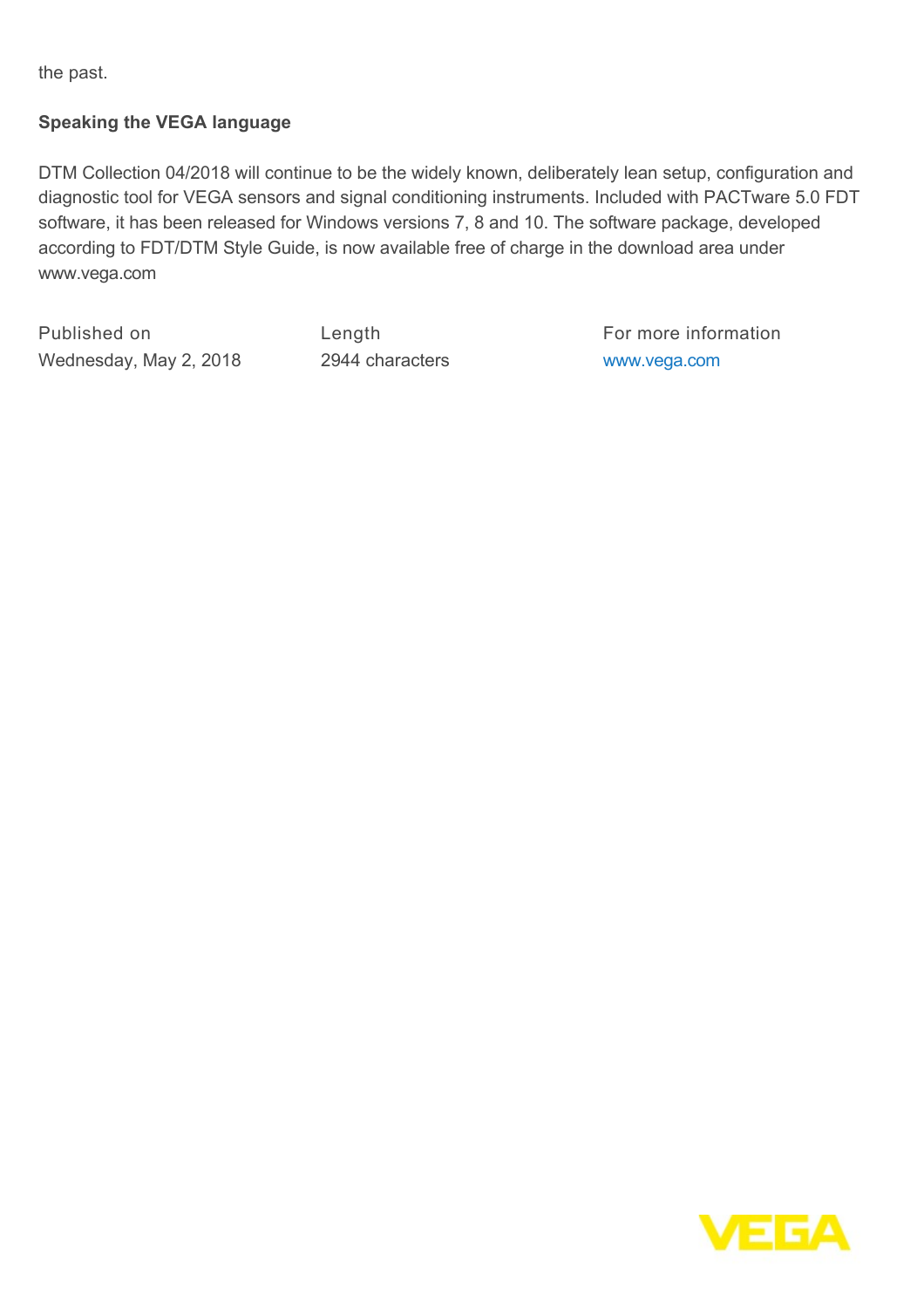the past.

**Speaking the VEGA language**

DTM Collection 04/2018 will continue to be the widely known, deliberately lean setup, configuration and diagnostic tool for VEGA sensors and signal conditioning instruments. Included with PACTware 5.0 FDT software, it has been released for Windows versions 7, 8 and 10. The software package, developed according to FDT/DTM Style Guide, is now available free of charge in the download area under www.vega.com

| Published on | Length | For more information |
|---|---|---|
| Wednesday, May 2, 2018 | 2944 characters | www.vega.com |